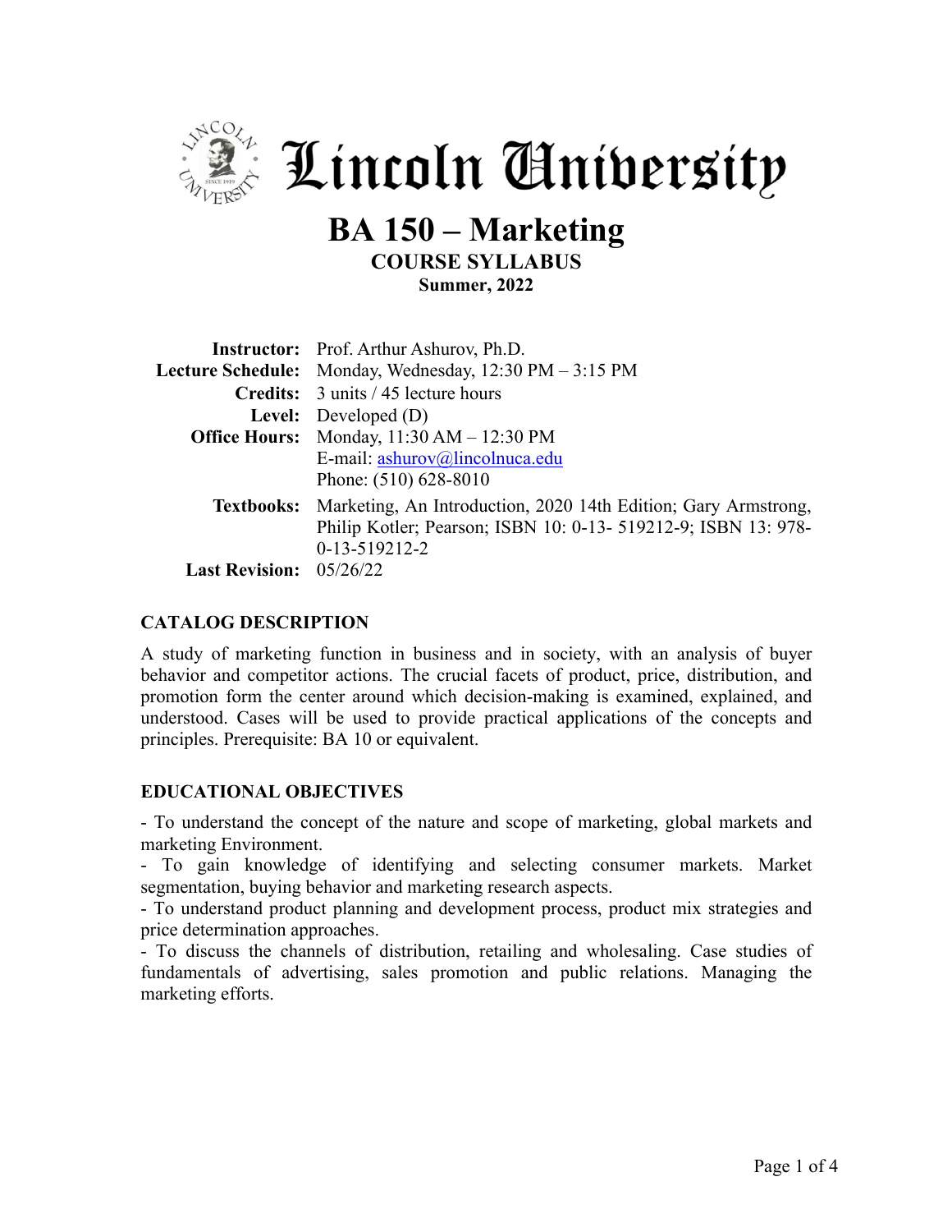# Lincoln University

## BA 150 – Marketing

**COURSE SYLLABUS**

**Summer, 2022**

| | |
|---|---|
| **Instructor:** | Prof. Arthur Ashurov, Ph.D. |
| **Lecture Schedule:** | Monday, Wednesday, 12:30 PM – 3:15 PM |
| **Credits:** | 3 units / 45 lecture hours |
| **Level:** | Developed (D) |
| **Office Hours:** | Monday, 11:30 AM – 12:30 PM<br>E-mail: ashurov@lincolnuca.edu<br>Phone: (510) 628-8010 |
| **Textbooks:** | Marketing, An Introduction, 2020 14th Edition; Gary Armstrong, Philip Kotler; Pearson; ISBN 10: 0-13- 519212-9; ISBN 13: 978-0-13-519212-2 |
| **Last Revision:** | 05/26/22 |

### CATALOG DESCRIPTION

A study of marketing function in business and in society, with an analysis of buyer behavior and competitor actions. The crucial facets of product, price, distribution, and promotion form the center around which decision-making is examined, explained, and understood. Cases will be used to provide practical applications of the concepts and principles. Prerequisite: BA 10 or equivalent.

### EDUCATIONAL OBJECTIVES

- To understand the concept of the nature and scope of marketing, global markets and marketing Environment.
- To gain knowledge of identifying and selecting consumer markets. Market segmentation, buying behavior and marketing research aspects.
- To understand product planning and development process, product mix strategies and price determination approaches.
- To discuss the channels of distribution, retailing and wholesaling. Case studies of fundamentals of advertising, sales promotion and public relations. Managing the marketing efforts.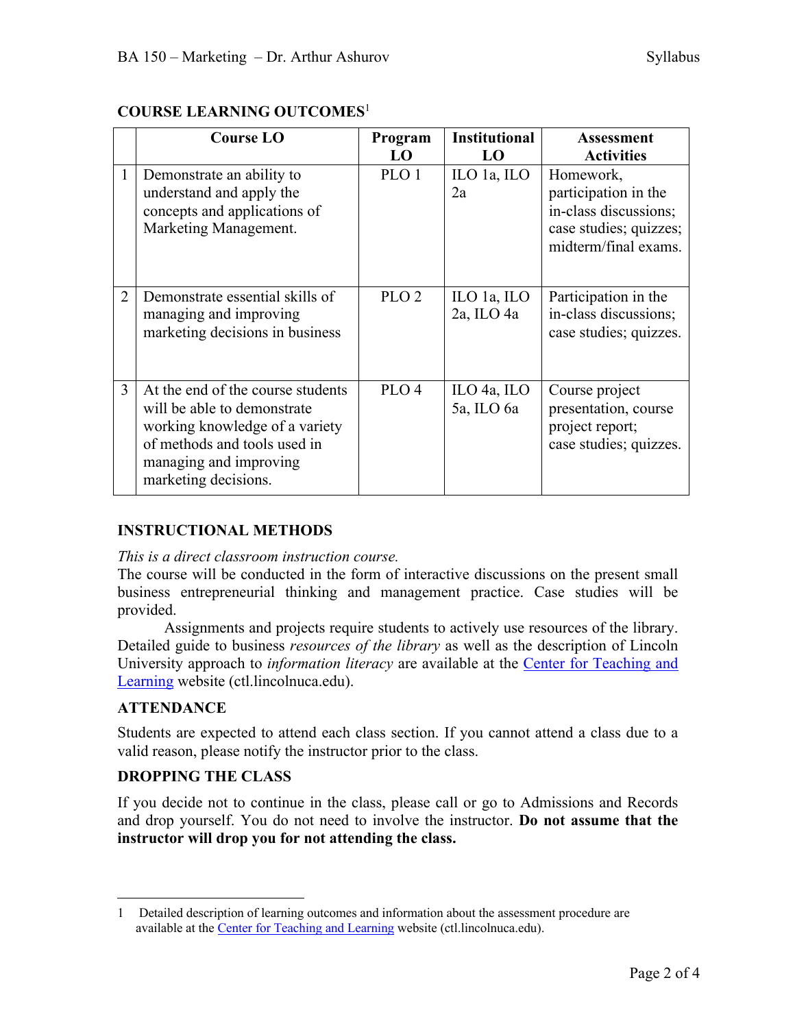## COURSE LEARNING OUTCOMES[1]

| | Course LO | Program LO | Institutional LO | Assessment Activities |
|---|---|---|---|---|
| 1 | Demonstrate an ability to understand and apply the concepts and applications of Marketing Management. | PLO 1 | ILO 1a, ILO 2a | Homework, participation in the in-class discussions; case studies; quizzes; midterm/final exams. |
| 2 | Demonstrate essential skills of managing and improving marketing decisions in business | PLO 2 | ILO 1a, ILO 2a, ILO 4a | Participation in the in-class discussions; case studies; quizzes. |
| 3 | At the end of the course students will be able to demonstrate working knowledge of a variety of methods and tools used in managing and improving marketing decisions. | PLO 4 | ILO 4a, ILO 5a, ILO 6a | Course project presentation, course project report; case studies; quizzes. |

## INSTRUCTIONAL METHODS

*This is a direct classroom instruction course.*

The course will be conducted in the form of interactive discussions on the present small business entrepreneurial thinking and management practice. Case studies will be provided.

Assignments and projects require students to actively use resources of the library. Detailed guide to business *resources of the library* as well as the description of Lincoln University approach to *information literacy* are available at the Center for Teaching and Learning website (ctl.lincolnuca.edu).

## ATTENDANCE

Students are expected to attend each class section. If you cannot attend a class due to a valid reason, please notify the instructor prior to the class.

## DROPPING THE CLASS

If you decide not to continue in the class, please call or go to Admissions and Records and drop yourself. You do not need to involve the instructor. **Do not assume that the instructor will drop you for not attending the class.**

---

1 Detailed description of learning outcomes and information about the assessment procedure are available at the Center for Teaching and Learning website (ctl.lincolnuca.edu).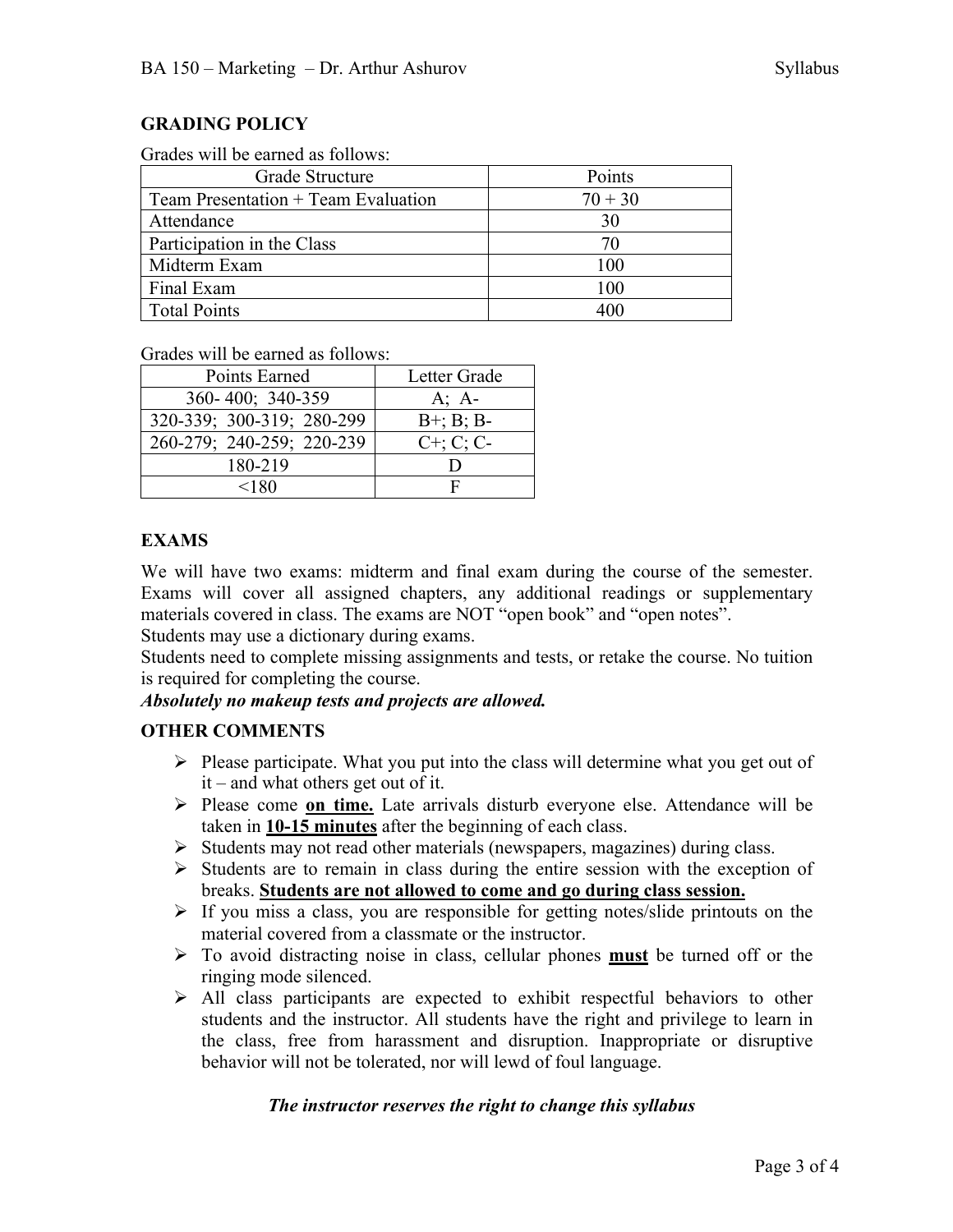## GRADING POLICY

Grades will be earned as follows:

| Grade Structure | Points |
|---|---|
| Team Presentation + Team Evaluation | 70 + 30 |
| Attendance | 30 |
| Participation in the Class | 70 |
| Midterm Exam | 100 |
| Final Exam | 100 |
| Total Points | 400 |

Grades will be earned as follows:

| Points Earned | Letter Grade |
|---|---|
| 360- 400; 340-359 | A; A- |
| 320-339; 300-319; 280-299 | B+; B; B- |
| 260-279; 240-259; 220-239 | C+; C; C- |
| 180-219 | D |
| <180 | F |

## EXAMS

We will have two exams: midterm and final exam during the course of the semester. Exams will cover all assigned chapters, any additional readings or supplementary materials covered in class. The exams are NOT "open book" and "open notes".

Students may use a dictionary during exams.

Students need to complete missing assignments and tests, or retake the course. No tuition is required for completing the course.

***Absolutely no makeup tests and projects are allowed.***

## OTHER COMMENTS

- Please participate. What you put into the class will determine what you get out of it – and what others get out of it.
- Please come **on time.** Late arrivals disturb everyone else. Attendance will be taken in **10-15 minutes** after the beginning of each class.
- Students may not read other materials (newspapers, magazines) during class.
- Students are to remain in class during the entire session with the exception of breaks. **Students are not allowed to come and go during class session.**
- If you miss a class, you are responsible for getting notes/slide printouts on the material covered from a classmate or the instructor.
- To avoid distracting noise in class, cellular phones **must** be turned off or the ringing mode silenced.
- All class participants are expected to exhibit respectful behaviors to other students and the instructor. All students have the right and privilege to learn in the class, free from harassment and disruption. Inappropriate or disruptive behavior will not be tolerated, nor will lewd of foul language.

***The instructor reserves the right to change this syllabus***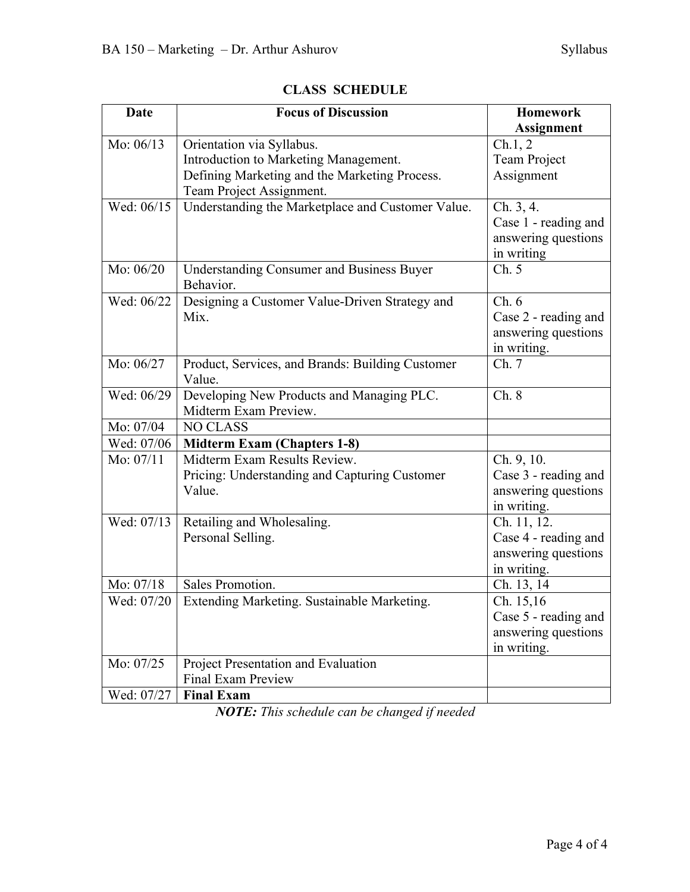## CLASS SCHEDULE

| Date | Focus of Discussion | Homework Assignment |
|---|---|---|
| Mo: 06/13 | Orientation via Syllabus.<br>Introduction to Marketing Management.<br>Defining Marketing and the Marketing Process.<br>Team Project Assignment. | Ch.1, 2<br>Team Project Assignment |
| Wed: 06/15 | Understanding the Marketplace and Customer Value. | Ch. 3, 4.<br>Case 1 - reading and answering questions in writing |
| Mo: 06/20 | Understanding Consumer and Business Buyer Behavior. | Ch. 5 |
| Wed: 06/22 | Designing a Customer Value-Driven Strategy and Mix. | Ch. 6<br>Case 2 - reading and answering questions in writing. |
| Mo: 06/27 | Product, Services, and Brands: Building Customer Value. | Ch. 7 |
| Wed: 06/29 | Developing New Products and Managing PLC.<br>Midterm Exam Preview. | Ch. 8 |
| Mo: 07/04 | NO CLASS | |
| Wed: 07/06 | **Midterm Exam (Chapters 1-8)** | |
| Mo: 07/11 | Midterm Exam Results Review.<br>Pricing: Understanding and Capturing Customer Value. | Ch. 9, 10.<br>Case 3 - reading and answering questions in writing. |
| Wed: 07/13 | Retailing and Wholesaling.<br>Personal Selling. | Ch. 11, 12.<br>Case 4 - reading and answering questions in writing. |
| Mo: 07/18 | Sales Promotion. | Ch. 13, 14 |
| Wed: 07/20 | Extending Marketing. Sustainable Marketing. | Ch. 15,16<br>Case 5 - reading and answering questions in writing. |
| Mo: 07/25 | Project Presentation and Evaluation<br>Final Exam Preview | |
| Wed: 07/27 | **Final Exam** | |

***NOTE:*** *This schedule can be changed if needed*